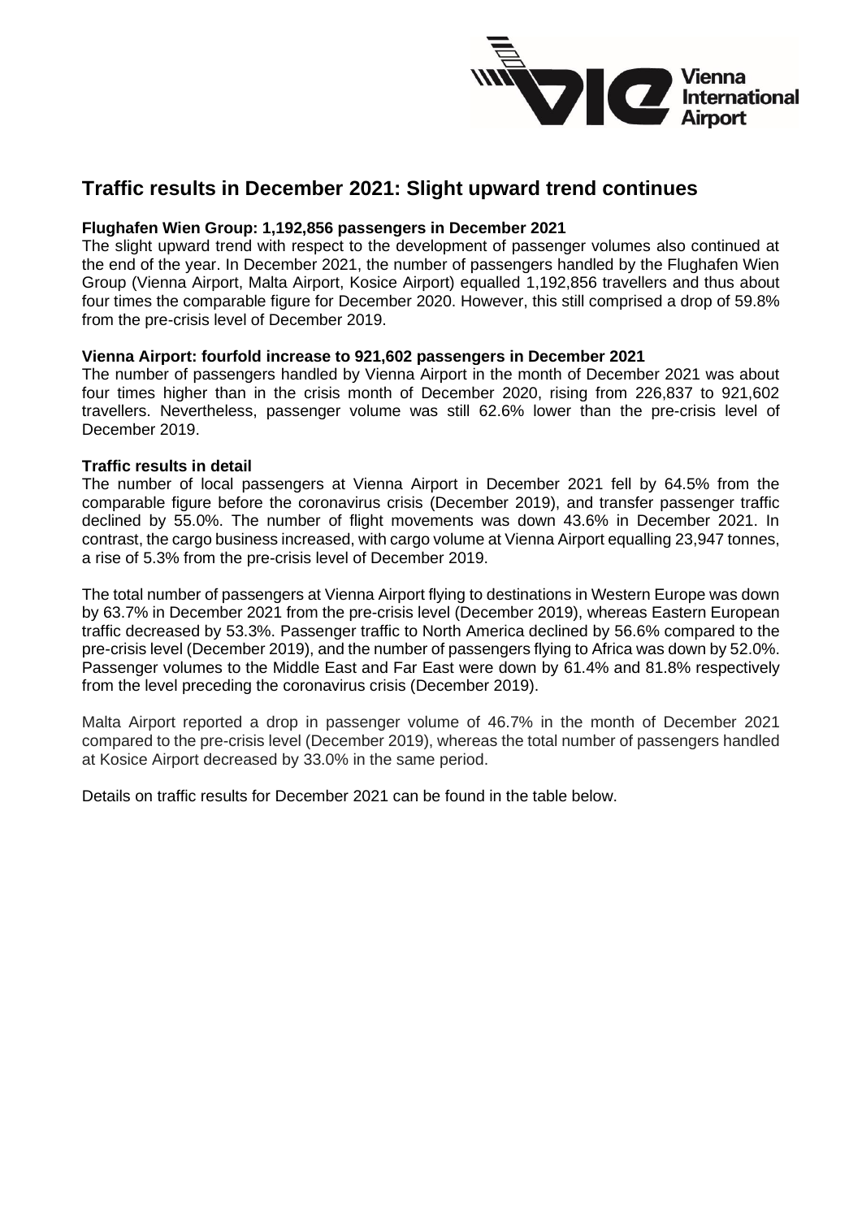# Traffic results in December 2021: Slight upward trend continues

**Flughafen Wien Group: 1,192,856 passengers in December 2021**

The slight upward trend with respect to the development of passenger volumes also continued at the end of the year. In December 2021, the number of passengers handled by the Flughafen Wien Group (Vienna Airport, Malta Airport, Kosice Airport) equalled 1,192,856 travellers and thus about four times the comparable figure for December 2020. However, this still comprised a drop of 59.8% from the pre-crisis level of December 2019.

**Vienna Airport: fourfold increase to 921,602 passengers in December 2021**

The number of passengers handled by Vienna Airport in the month of December 2021 was about four times higher than in the crisis month of December 2020, rising from 226,837 to 921,602 travellers. Nevertheless, passenger volume was still 62.6% lower than the pre-crisis level of December 2019.

**Traffic results in detail**

The number of local passengers at Vienna Airport in December 2021 fell by 64.5% from the comparable figure before the coronavirus crisis (December 2019), and transfer passenger traffic declined by 55.0%. The number of flight movements was down 43.6% in December 2021. In contrast, the cargo business increased, with cargo volume at Vienna Airport equalling 23,947 tonnes, a rise of 5.3% from the pre-crisis level of December 2019.

The total number of passengers at Vienna Airport flying to destinations in Western Europe was down by 63.7% in December 2021 from the pre-crisis level (December 2019), whereas Eastern European traffic decreased by 53.3%. Passenger traffic to North America declined by 56.6% compared to the pre-crisis level (December 2019), and the number of passengers flying to Africa was down by 52.0%. Passenger volumes to the Middle East and Far East were down by 61.4% and 81.8% respectively from the level preceding the coronavirus crisis (December 2019).

Malta Airport reported a drop in passenger volume of 46.7% in the month of December 2021 compared to the pre-crisis level (December 2019), whereas the total number of passengers handled at Kosice Airport decreased by 33.0% in the same period.

Details on traffic results for December 2021 can be found in the table below.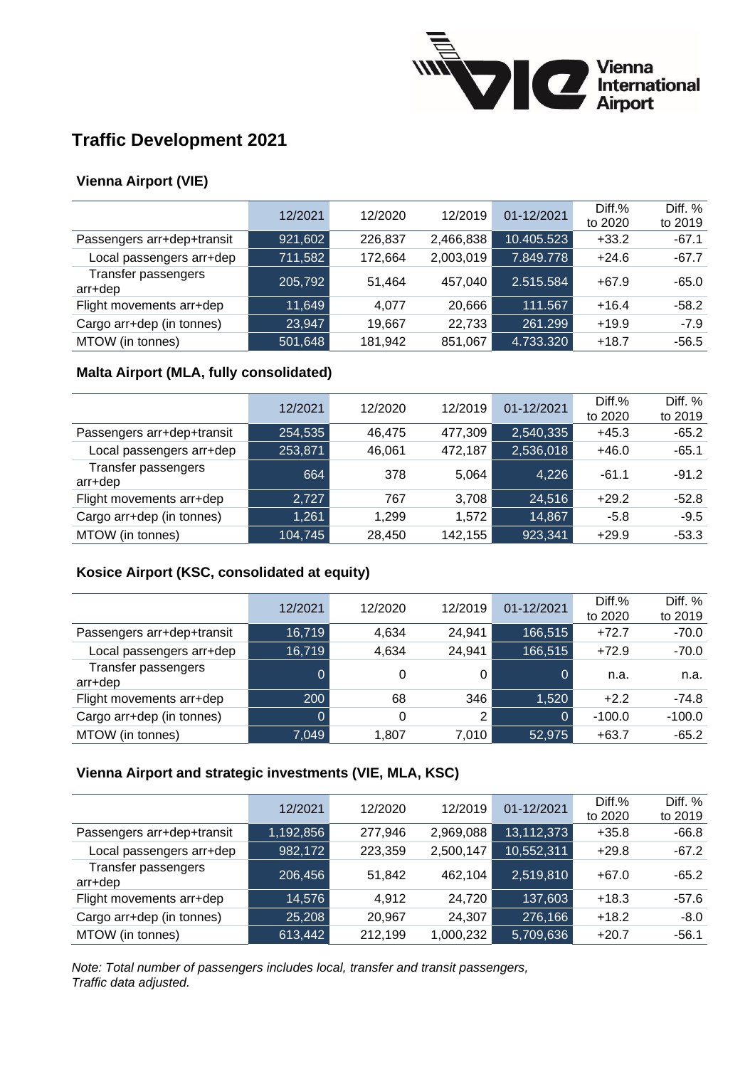# Traffic Development 2021

## Vienna Airport (VIE)

| | 12/2021 | 12/2020 | 12/2019 | 01-12/2021 | Diff.% to 2020 | Diff. % to 2019 |
|---|---|---|---|---|---|---|
| Passengers arr+dep+transit | 921,602 | 226,837 | 2,466,838 | 10.405.523 | +33.2 | -67.1 |
| Local passengers arr+dep | 711,582 | 172,664 | 2,003,019 | 7.849.778 | +24.6 | -67.7 |
| Transfer passengers arr+dep | 205,792 | 51,464 | 457,040 | 2.515.584 | +67.9 | -65.0 |
| Flight movements arr+dep | 11,649 | 4,077 | 20,666 | 111.567 | +16.4 | -58.2 |
| Cargo arr+dep (in tonnes) | 23,947 | 19,667 | 22,733 | 261.299 | +19.9 | -7.9 |
| MTOW (in tonnes) | 501,648 | 181,942 | 851,067 | 4.733.320 | +18.7 | -56.5 |

## Malta Airport (MLA, fully consolidated)

| | 12/2021 | 12/2020 | 12/2019 | 01-12/2021 | Diff.% to 2020 | Diff. % to 2019 |
|---|---|---|---|---|---|---|
| Passengers arr+dep+transit | 254,535 | 46,475 | 477,309 | 2,540,335 | +45.3 | -65.2 |
| Local passengers arr+dep | 253,871 | 46,061 | 472,187 | 2,536,018 | +46.0 | -65.1 |
| Transfer passengers arr+dep | 664 | 378 | 5,064 | 4,226 | -61.1 | -91.2 |
| Flight movements arr+dep | 2,727 | 767 | 3,708 | 24,516 | +29.2 | -52.8 |
| Cargo arr+dep (in tonnes) | 1,261 | 1,299 | 1,572 | 14,867 | -5.8 | -9.5 |
| MTOW (in tonnes) | 104,745 | 28,450 | 142,155 | 923,341 | +29.9 | -53.3 |

## Kosice Airport (KSC, consolidated at equity)

| | 12/2021 | 12/2020 | 12/2019 | 01-12/2021 | Diff.% to 2020 | Diff. % to 2019 |
|---|---|---|---|---|---|---|
| Passengers arr+dep+transit | 16,719 | 4,634 | 24,941 | 166,515 | +72.7 | -70.0 |
| Local passengers arr+dep | 16,719 | 4,634 | 24,941 | 166,515 | +72.9 | -70.0 |
| Transfer passengers arr+dep | 0 | 0 | 0 | 0 | n.a. | n.a. |
| Flight movements arr+dep | 200 | 68 | 346 | 1,520 | +2.2 | -74.8 |
| Cargo arr+dep (in tonnes) | 0 | 0 | 2 | 0 | -100.0 | -100.0 |
| MTOW (in tonnes) | 7,049 | 1,807 | 7,010 | 52,975 | +63.7 | -65.2 |

## Vienna Airport and strategic investments (VIE, MLA, KSC)

| | 12/2021 | 12/2020 | 12/2019 | 01-12/2021 | Diff.% to 2020 | Diff. % to 2019 |
|---|---|---|---|---|---|---|
| Passengers arr+dep+transit | 1,192,856 | 277,946 | 2,969,088 | 13,112,373 | +35.8 | -66.8 |
| Local passengers arr+dep | 982,172 | 223,359 | 2,500,147 | 10,552,311 | +29.8 | -67.2 |
| Transfer passengers arr+dep | 206,456 | 51,842 | 462,104 | 2,519,810 | +67.0 | -65.2 |
| Flight movements arr+dep | 14,576 | 4,912 | 24,720 | 137,603 | +18.3 | -57.6 |
| Cargo arr+dep (in tonnes) | 25,208 | 20,967 | 24,307 | 276,166 | +18.2 | -8.0 |
| MTOW (in tonnes) | 613,442 | 212,199 | 1,000,232 | 5,709,636 | +20.7 | -56.1 |

*Note: Total number of passengers includes local, transfer and transit passengers,*
*Traffic data adjusted.*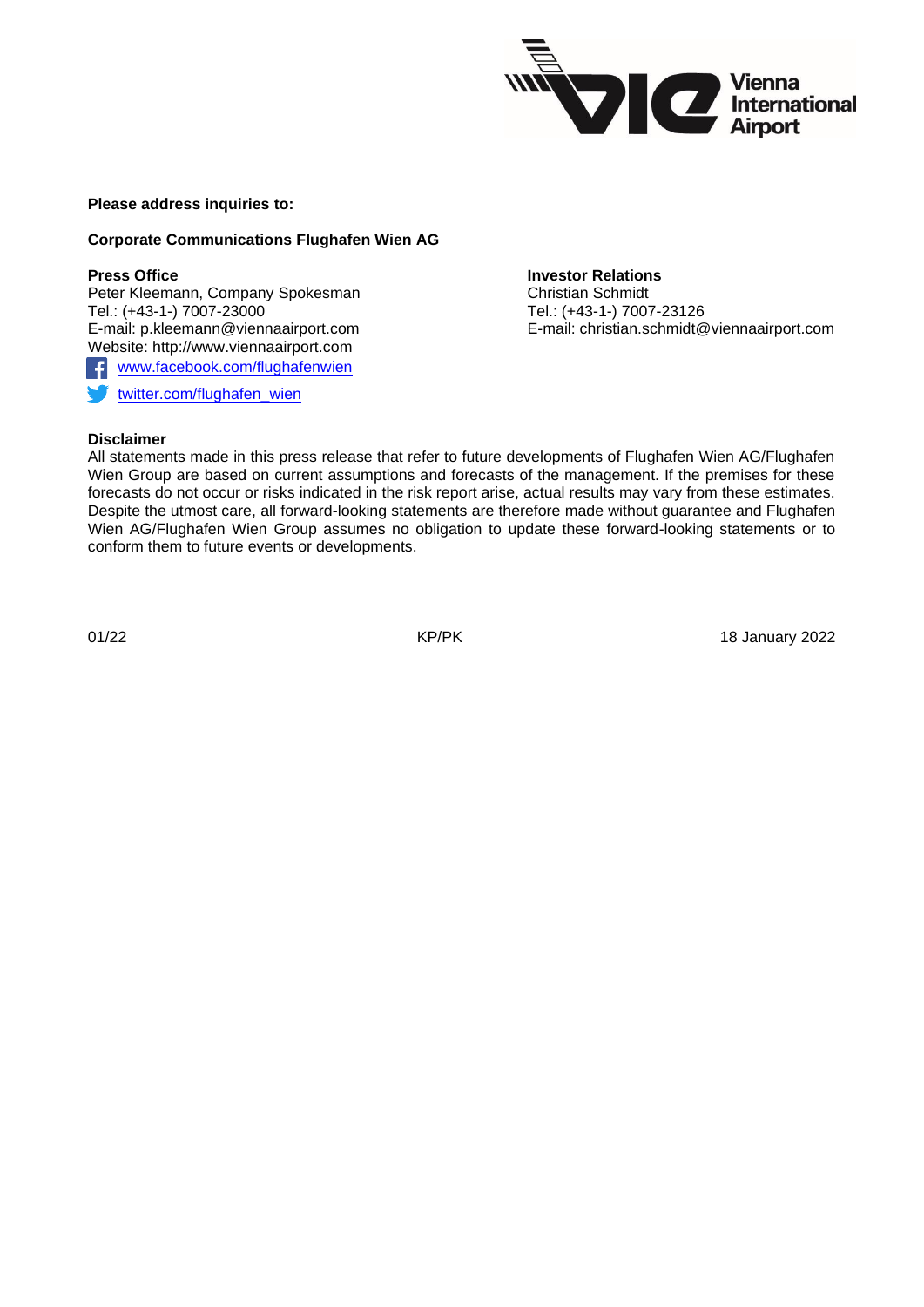**Please address inquiries to:**

**Corporate Communications Flughafen Wien AG**

**Press Office**
Peter Kleemann, Company Spokesman
Tel.: (+43-1-) 7007-23000
E-mail: p.kleemann@viennaairport.com
Website: http://www.viennaairport.com
www.facebook.com/flughafenwien
twitter.com/flughafen_wien

**Investor Relations**
Christian Schmidt
Tel.: (+43-1-) 7007-23126
E-mail: christian.schmidt@viennaairport.com

**Disclaimer**
All statements made in this press release that refer to future developments of Flughafen Wien AG/Flughafen Wien Group are based on current assumptions and forecasts of the management. If the premises for these forecasts do not occur or risks indicated in the risk report arise, actual results may vary from these estimates. Despite the utmost care, all forward-looking statements are therefore made without guarantee and Flughafen Wien AG/Flughafen Wien Group assumes no obligation to update these forward-looking statements or to conform them to future events or developments.

01/22 KP/PK 18 January 2022